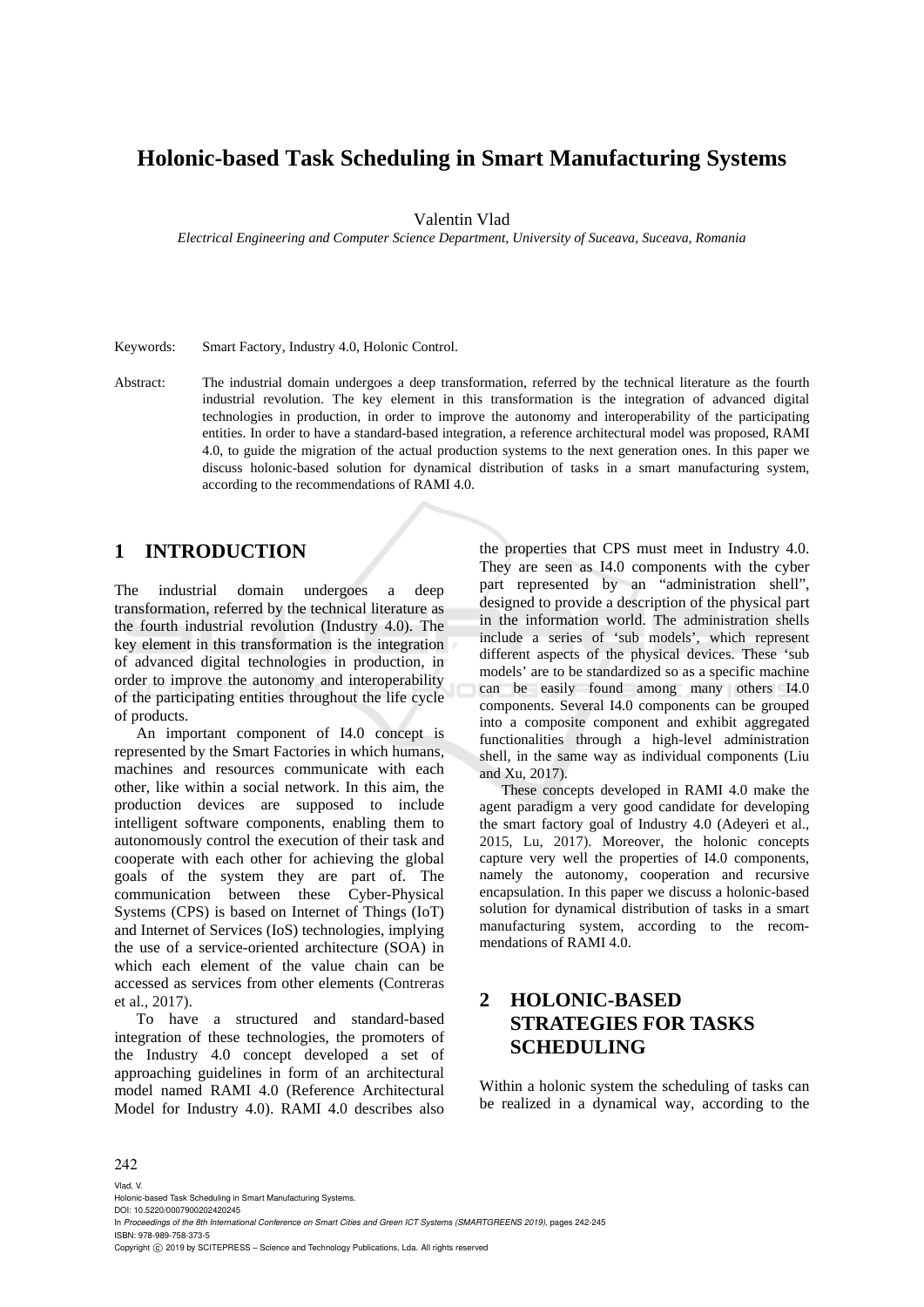# Holonic-based Task Scheduling in Smart Manufacturing Systems

Valentin Vlad

*Electrical Engineering and Computer Science Department, University of Suceava, Suceava, Romania*

Keywords: Smart Factory, Industry 4.0, Holonic Control.

Abstract: The industrial domain undergoes a deep transformation, referred by the technical literature as the fourth industrial revolution. The key element in this transformation is the integration of advanced digital technologies in production, in order to improve the autonomy and interoperability of the participating entities. In order to have a standard-based integration, a reference architectural model was proposed, RAMI 4.0, to guide the migration of the actual production systems to the next generation ones. In this paper we discuss holonic-based solution for dynamical distribution of tasks in a smart manufacturing system, according to the recommendations of RAMI 4.0.

## 1 INTRODUCTION

The industrial domain undergoes a deep transformation, referred by the technical literature as the fourth industrial revolution (Industry 4.0). The key element in this transformation is the integration of advanced digital technologies in production, in order to improve the autonomy and interoperability of the participating entities throughout the life cycle of products.

An important component of I4.0 concept is represented by the Smart Factories in which humans, machines and resources communicate with each other, like within a social network. In this aim, the production devices are supposed to include intelligent software components, enabling them to autonomously control the execution of their task and cooperate with each other for achieving the global goals of the system they are part of. The communication between these Cyber-Physical Systems (CPS) is based on Internet of Things (IoT) and Internet of Services (IoS) technologies, implying the use of a service-oriented architecture (SOA) in which each element of the value chain can be accessed as services from other elements (Contreras et al., 2017).

To have a structured and standard-based integration of these technologies, the promoters of the Industry 4.0 concept developed a set of approaching guidelines in form of an architectural model named RAMI 4.0 (Reference Architectural Model for Industry 4.0). RAMI 4.0 describes also the properties that CPS must meet in Industry 4.0. They are seen as I4.0 components with the cyber part represented by an "administration shell", designed to provide a description of the physical part in the information world. The administration shells include a series of 'sub models', which represent different aspects of the physical devices. These 'sub models' are to be standardized so as a specific machine can be easily found among many others I4.0 components. Several I4.0 components can be grouped into a composite component and exhibit aggregated functionalities through a high-level administration shell, in the same way as individual components (Liu and Xu, 2017).

These concepts developed in RAMI 4.0 make the agent paradigm a very good candidate for developing the smart factory goal of Industry 4.0 (Adeyeri et al., 2015, Lu, 2017). Moreover, the holonic concepts capture very well the properties of I4.0 components, namely the autonomy, cooperation and recursive encapsulation. In this paper we discuss a holonic-based solution for dynamical distribution of tasks in a smart manufacturing system, according to the recommendations of RAMI 4.0.

## 2 HOLONIC-BASED STRATEGIES FOR TASKS SCHEDULING

Within a holonic system the scheduling of tasks can be realized in a dynamical way, according to the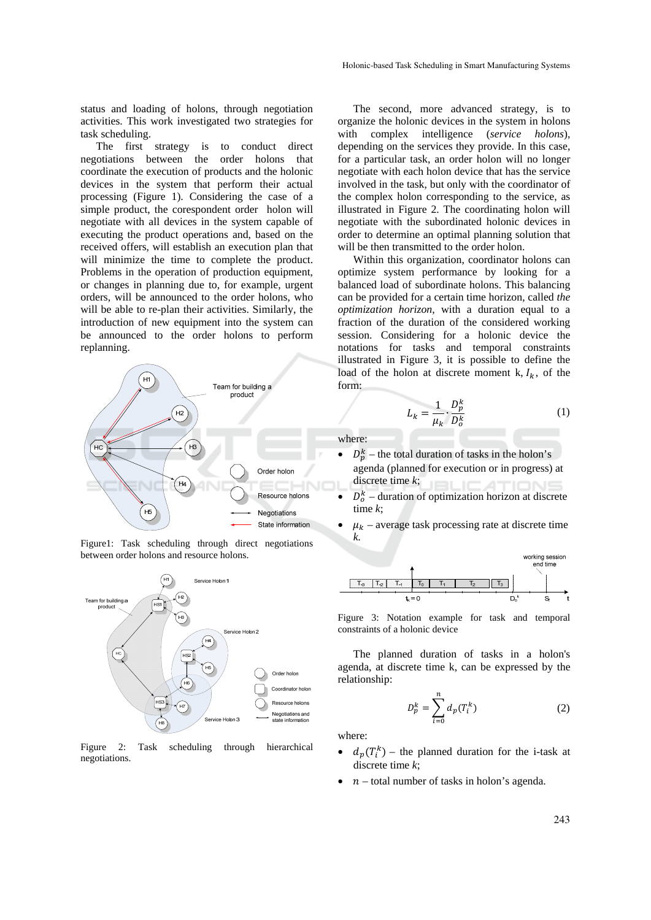status and loading of holons, through negotiation activities. This work investigated two strategies for task scheduling.

The first strategy is to conduct direct negotiations between the order holons that coordinate the execution of products and the holonic devices in the system that perform their actual processing (Figure 1). Considering the case of a simple product, the corespondent order holon will negotiate with all devices in the system capable of executing the product operations and, based on the received offers, will establish an execution plan that will minimize the time to complete the product. Problems in the operation of production equipment, or changes in planning due to, for example, urgent orders, will be announced to the order holons, who will be able to re-plan their activities. Similarly, the introduction of new equipment into the system can be announced to the order holons to perform replanning.

Figure1: Task scheduling through direct negotiations between order holons and resource holons.

Figure 2: Task scheduling through hierarchical negotiations.

The second, more advanced strategy, is to organize the holonic devices in the system in holons with complex intelligence (*service holons*), depending on the services they provide. In this case, for a particular task, an order holon will no longer negotiate with each holon device that has the service involved in the task, but only with the coordinator of the complex holon corresponding to the service, as illustrated in Figure 2. The coordinating holon will negotiate with the subordinated holonic devices in order to determine an optimal planning solution that will be then transmitted to the order holon.

Within this organization, coordinator holons can optimize system performance by looking for a balanced load of subordinate holons. This balancing can be provided for a certain time horizon, called *the optimization horizon*, with a duration equal to a fraction of the duration of the considered working session. Considering for a holonic device the notations for tasks and temporal constraints illustrated in Figure 3, it is possible to define the load of the holon at discrete moment k, $I_k$, of the form:

$$L_k = \frac{1}{\mu_k} \cdot \frac{D_p^k}{D_o^k} \tag{1}$$

where:

- $D_p^k$ – the total duration of tasks in the holon's agenda (planned for execution or in progress) at discrete time *k*;
- $D_o^k$ – duration of optimization horizon at discrete time *k*;
- $\mu_k$ – average task processing rate at discrete time *k*.

Figure 3: Notation example for task and temporal constraints of a holonic device

The planned duration of tasks in a holon's agenda, at discrete time k, can be expressed by the relationship:

$$D_p^k = \sum_{i=0}^{n} d_p(T_i^k) \tag{2}$$

where:

- $d_p(T_i^k)$ – the planned duration for the i-task at discrete time *k*;
- $n$ – total number of tasks in holon's agenda.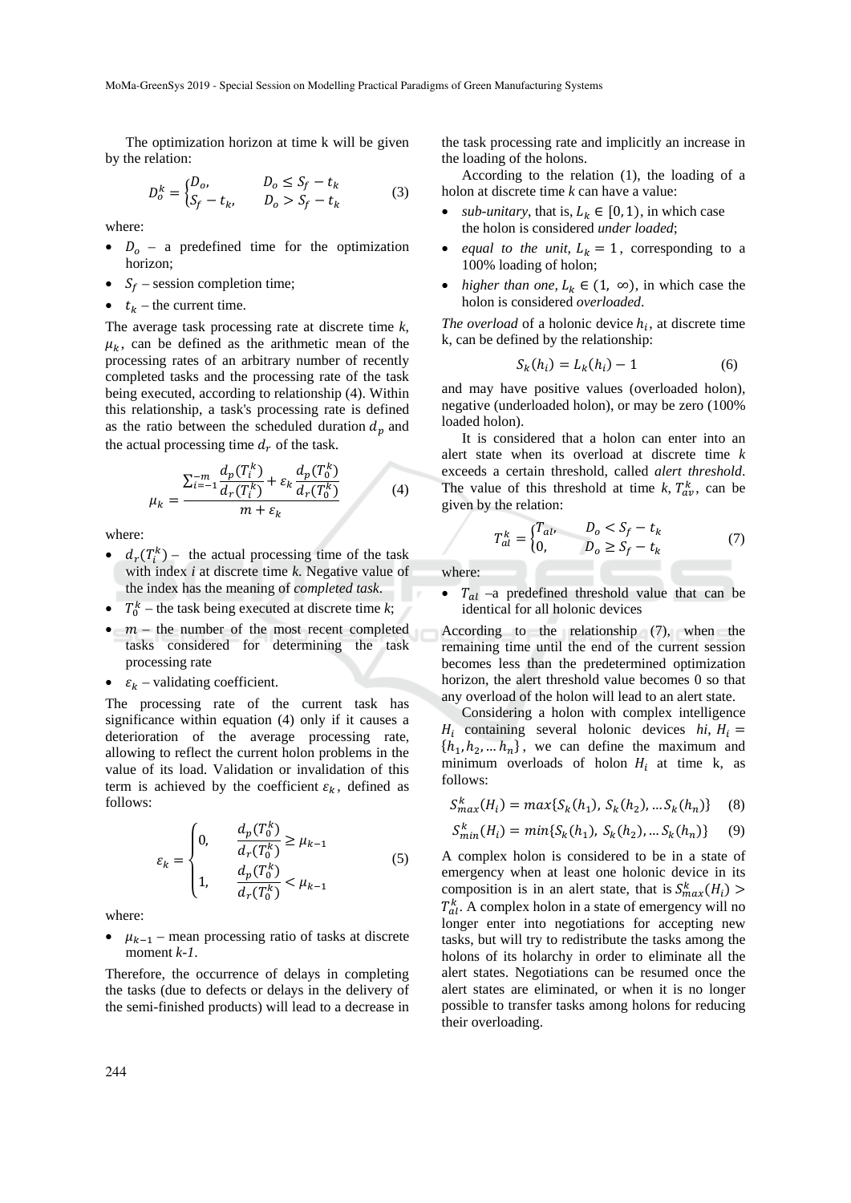The optimization horizon at time k will be given by the relation:

$$D_o^k = \begin{cases} D_o, & D_o \leq S_f - t_k \\ S_f - t_k, & D_o > S_f - t_k \end{cases} \quad (3)$$

where:

- $D_o$ – a predefined time for the optimization horizon;
- $S_f$ – session completion time;
- $t_k$ – the current time.

The average task processing rate at discrete time *k*, $\mu_k$, can be defined as the arithmetic mean of the processing rates of an arbitrary number of recently completed tasks and the processing rate of the task being executed, according to relationship (4). Within this relationship, a task's processing rate is defined as the ratio between the scheduled duration $d_p$ and the actual processing time $d_r$ of the task.

$$\mu_k = \frac{\sum_{i=-1}^{-m} \frac{d_p(T_i^k)}{d_r(T_i^k)} + \varepsilon_k \frac{d_p(T_0^k)}{d_r(T_0^k)}}{m + \varepsilon_k} \quad (4)$$

where:

- $d_r(T_i^k)$ – the actual processing time of the task with index *i* at discrete time *k*. Negative value of the index has the meaning of *completed task*.
- $T_0^k$ – the task being executed at discrete time *k*;
- $m$ – the number of the most recent completed tasks considered for determining the task processing rate
- $\varepsilon_k$ – validating coefficient.

The processing rate of the current task has significance within equation (4) only if it causes a deterioration of the average processing rate, allowing to reflect the current holon problems in the value of its load. Validation or invalidation of this term is achieved by the coefficient $\varepsilon_k$, defined as follows:

$$\varepsilon_k = \begin{cases} 0, & \frac{d_p(T_0^k)}{d_r(T_0^k)} \geq \mu_{k-1} \\ 1, & \frac{d_p(T_0^k)}{d_r(T_0^k)} < \mu_{k-1} \end{cases} \quad (5)$$

where:

- $\mu_{k-1}$ – mean processing ratio of tasks at discrete moment *k-1*.

Therefore, the occurrence of delays in completing the tasks (due to defects or delays in the delivery of the semi-finished products) will lead to a decrease in the task processing rate and implicitly an increase in the loading of the holons.

According to the relation (1), the loading of a holon at discrete time *k* can have a value:

- *sub-unitary*, that is, $L_k \in [0, 1)$, in which case the holon is considered *under loaded*;
- *equal to the unit*, $L_k = 1$, corresponding to a 100% loading of holon;
- *higher than one*, $L_k \in (1, \infty)$, in which case the holon is considered *overloaded*.

*The overload* of a holonic device $h_i$, at discrete time k, can be defined by the relationship:

$$S_k(h_i) = L_k(h_i) - 1 \quad (6)$$

and may have positive values (overloaded holon), negative (underloaded holon), or may be zero (100% loaded holon).

It is considered that a holon can enter into an alert state when its overload at discrete time *k* exceeds a certain threshold, called *alert threshold*. The value of this threshold at time *k*, $T_{av}^k$, can be given by the relation:

$$T_{al}^k = \begin{cases} T_{al}, & D_o < S_f - t_k \\ 0, & D_o \geq S_f - t_k \end{cases} \quad (7)$$

where:

- $T_{al}$ –a predefined threshold value that can be identical for all holonic devices

According to the relationship (7), when the remaining time until the end of the current session becomes less than the predetermined optimization horizon, the alert threshold value becomes 0 so that any overload of the holon will lead to an alert state.

Considering a holon with complex intelligence $H_i$ containing several holonic devices *hi*, $H_i = \{h_1, h_2, \dots h_n\}$, we can define the maximum and minimum overloads of holon $H_i$ at time k, as follows:

$$S_{max}^k(H_i) = max\{S_k(h_1), S_k(h_2), \dots S_k(h_n)\} \quad (8)$$

$$S_{min}^k(H_i) = min\{S_k(h_1), S_k(h_2), \dots S_k(h_n)\} \quad (9)$$

A complex holon is considered to be in a state of emergency when at least one holonic device in its composition is in an alert state, that is $S_{max}^k(H_i) > T_{al}^k$. A complex holon in a state of emergency will no longer enter into negotiations for accepting new tasks, but will try to redistribute the tasks among the holons of its holarchy in order to eliminate all the alert states. Negotiations can be resumed once the alert states are eliminated, or when it is no longer possible to transfer tasks among holons for reducing their overloading.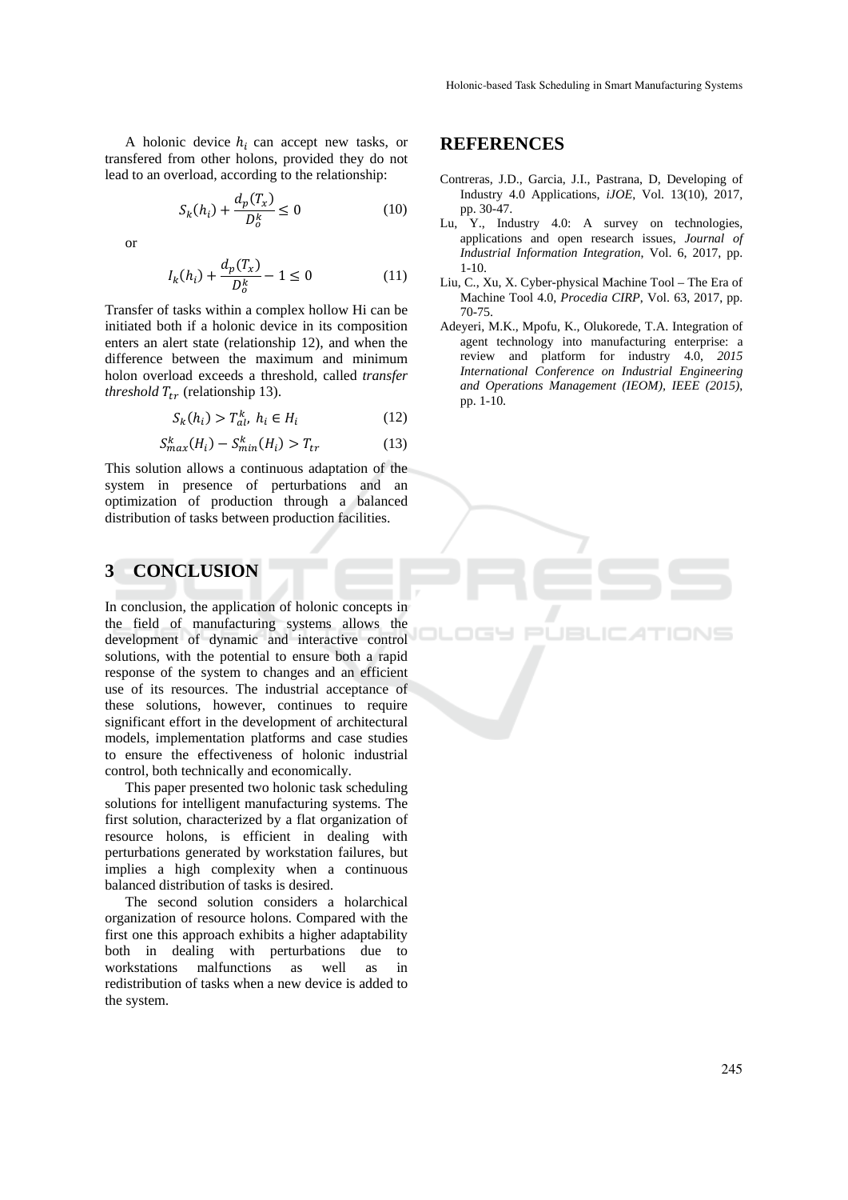A holonic device $h_i$ can accept new tasks, or transfered from other holons, provided they do not lead to an overload, according to the relationship:

$$S_k(h_i) + \frac{d_p(T_x)}{D_o^k} \leq 0 \tag{10}$$

or

$$I_k(h_i) + \frac{d_p(T_x)}{D_o^k} - 1 \leq 0 \tag{11}$$

Transfer of tasks within a complex hollow Hi can be initiated both if a holonic device in its composition enters an alert state (relationship 12), and when the difference between the maximum and minimum holon overload exceeds a threshold, called *transfer threshold* $T_{tr}$ (relationship 13).

$$S_k(h_i) > T_{al}^k,\ h_i \in H_i \tag{12}$$

$$S_{max}^k(H_i) - S_{min}^k(H_i) > T_{tr} \tag{13}$$

This solution allows a continuous adaptation of the system in presence of perturbations and an optimization of production through a balanced distribution of tasks between production facilities.

## 3 CONCLUSION

In conclusion, the application of holonic concepts in the field of manufacturing systems allows the development of dynamic and interactive control solutions, with the potential to ensure both a rapid response of the system to changes and an efficient use of its resources. The industrial acceptance of these solutions, however, continues to require significant effort in the development of architectural models, implementation platforms and case studies to ensure the effectiveness of holonic industrial control, both technically and economically.

This paper presented two holonic task scheduling solutions for intelligent manufacturing systems. The first solution, characterized by a flat organization of resource holons, is efficient in dealing with perturbations generated by workstation failures, but implies a high complexity when a continuous balanced distribution of tasks is desired.

The second solution considers a holarchical organization of resource holons. Compared with the first one this approach exhibits a higher adaptability both in dealing with perturbations due to workstations malfunctions as well as in redistribution of tasks when a new device is added to the system.

## REFERENCES

Contreras, J.D., Garcia, J.I., Pastrana, D, Developing of Industry 4.0 Applications, *iJOE*, Vol. 13(10), 2017, pp. 30-47.

Lu, Y., Industry 4.0: A survey on technologies, applications and open research issues, *Journal of Industrial Information Integration*, Vol. 6, 2017, pp. 1-10.

Liu, C., Xu, X. Cyber-physical Machine Tool – The Era of Machine Tool 4.0, *Procedia CIRP*, Vol. 63, 2017, pp. 70-75.

Adeyeri, M.K., Mpofu, K., Olukorede, T.A. Integration of agent technology into manufacturing enterprise: a review and platform for industry 4.0, *2015 International Conference on Industrial Engineering and Operations Management (IEOM), IEEE (2015)*, pp. 1-10.